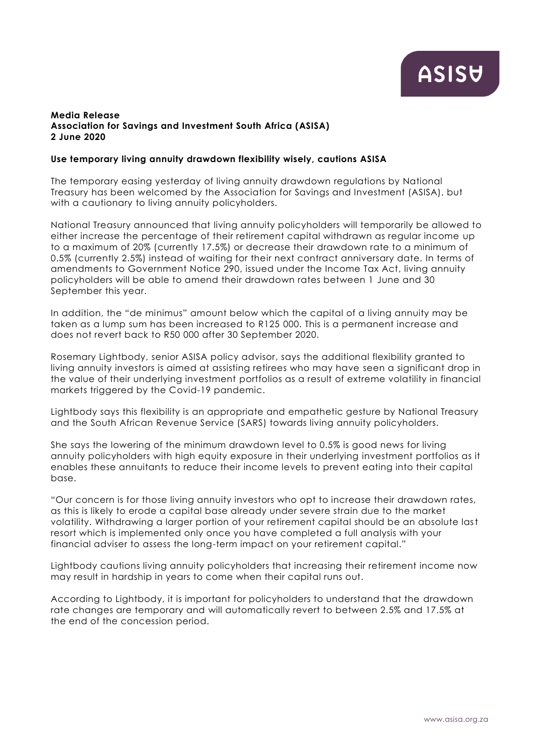**Media Release**
**Association for Savings and Investment South Africa (ASISA)**
**2 June 2020**

**Use temporary living annuity drawdown flexibility wisely, cautions ASISA**

The temporary easing yesterday of living annuity drawdown regulations by National Treasury has been welcomed by the Association for Savings and Investment (ASISA), but with a cautionary to living annuity policyholders.

National Treasury announced that living annuity policyholders will temporarily be allowed to either increase the percentage of their retirement capital withdrawn as regular income up to a maximum of 20% (currently 17.5%) or decrease their drawdown rate to a minimum of 0.5% (currently 2.5%) instead of waiting for their next contract anniversary date. In terms of amendments to Government Notice 290, issued under the Income Tax Act, living annuity policyholders will be able to amend their drawdown rates between 1 June and 30 September this year.

In addition, the "de minimus" amount below which the capital of a living annuity may be taken as a lump sum has been increased to R125 000. This is a permanent increase and does not revert back to R50 000 after 30 September 2020.

Rosemary Lightbody, senior ASISA policy advisor, says the additional flexibility granted to living annuity investors is aimed at assisting retirees who may have seen a significant drop in the value of their underlying investment portfolios as a result of extreme volatility in financial markets triggered by the Covid-19 pandemic.

Lightbody says this flexibility is an appropriate and empathetic gesture by National Treasury and the South African Revenue Service (SARS) towards living annuity policyholders.

She says the lowering of the minimum drawdown level to 0.5% is good news for living annuity policyholders with high equity exposure in their underlying investment portfolios as it enables these annuitants to reduce their income levels to prevent eating into their capital base.

"Our concern is for those living annuity investors who opt to increase their drawdown rates, as this is likely to erode a capital base already under severe strain due to the market volatility. Withdrawing a larger portion of your retirement capital should be an absolute last resort which is implemented only once you have completed a full analysis with your financial adviser to assess the long-term impact on your retirement capital."

Lightbody cautions living annuity policyholders that increasing their retirement income now may result in hardship in years to come when their capital runs out.

According to Lightbody, it is important for policyholders to understand that the drawdown rate changes are temporary and will automatically revert to between 2.5% and 17.5% at the end of the concession period.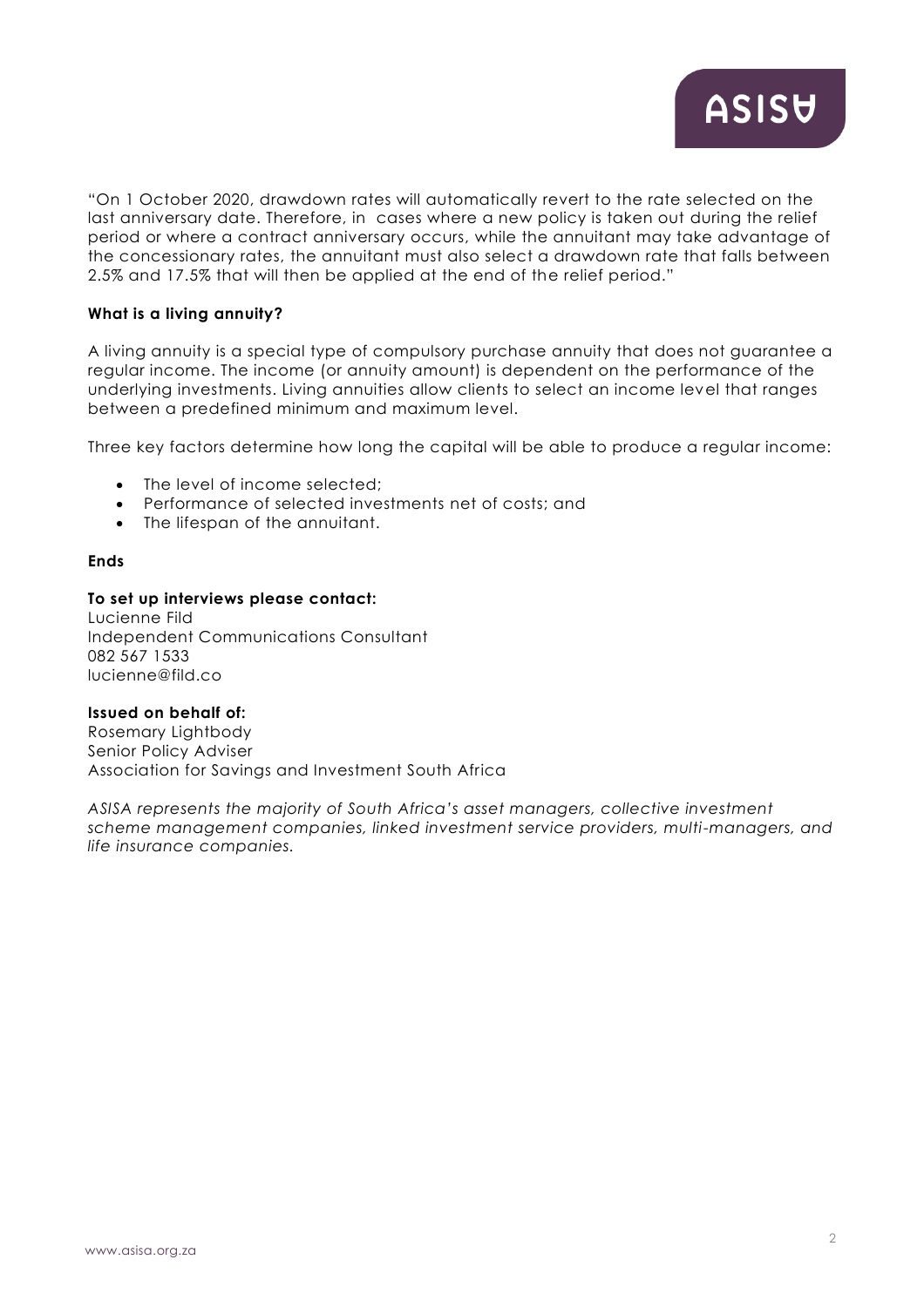"On 1 October 2020, drawdown rates will automatically revert to the rate selected on the last anniversary date. Therefore, in cases where a new policy is taken out during the relief period or where a contract anniversary occurs, while the annuitant may take advantage of the concessionary rates, the annuitant must also select a drawdown rate that falls between 2.5% and 17.5% that will then be applied at the end of the relief period."

**What is a living annuity?**

A living annuity is a special type of compulsory purchase annuity that does not guarantee a regular income. The income (or annuity amount) is dependent on the performance of the underlying investments. Living annuities allow clients to select an income level that ranges between a predefined minimum and maximum level.

Three key factors determine how long the capital will be able to produce a regular income:

- The level of income selected;
- Performance of selected investments net of costs; and
- The lifespan of the annuitant.

**Ends**

**To set up interviews please contact:**
Lucienne Fild
Independent Communications Consultant
082 567 1533
lucienne@fild.co

**Issued on behalf of:**
Rosemary Lightbody
Senior Policy Adviser
Association for Savings and Investment South Africa

*ASISA represents the majority of South Africa's asset managers, collective investment scheme management companies, linked investment service providers, multi-managers, and life insurance companies.*